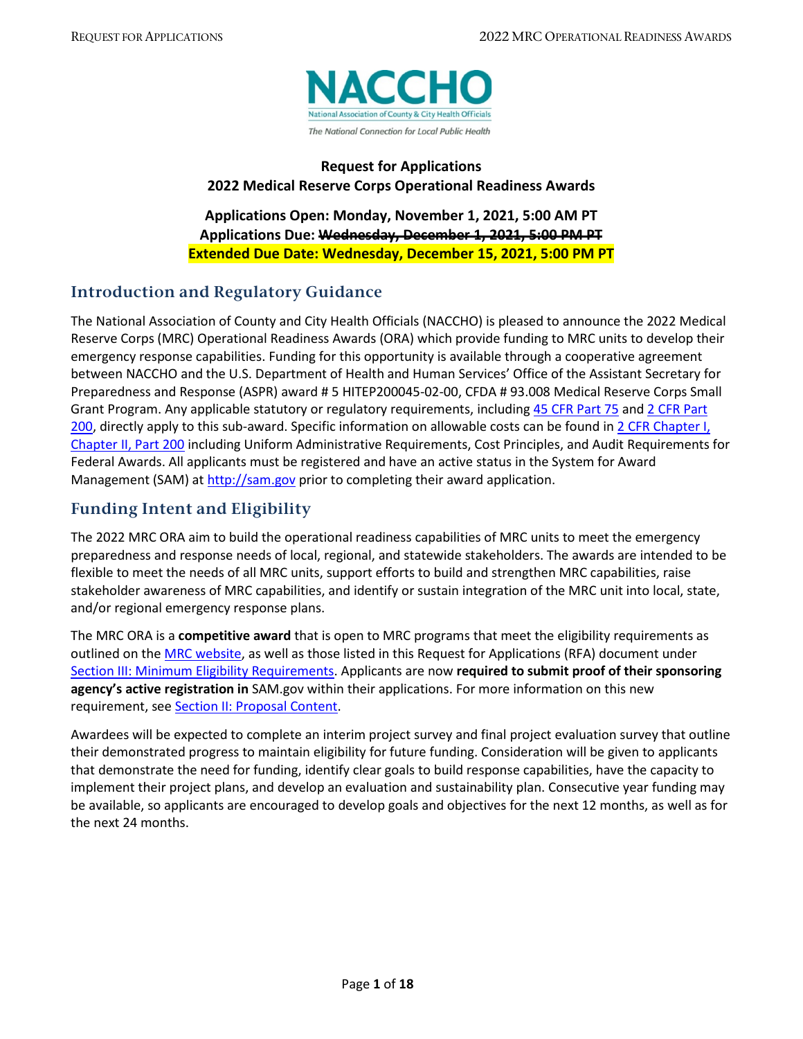NACCHO

National Association of County & City Health Officials

*The National Connection for Local Public Health*

**Request for Applications**
**2022 Medical Reserve Corps Operational Readiness Awards**

**Applications Open: Monday, November 1, 2021, 5:00 AM PT**
**Applications Due: ~~Wednesday, December 1, 2021, 5:00 PM PT~~**
**Extended Due Date: Wednesday, December 15, 2021, 5:00 PM PT**

## Introduction and Regulatory Guidance

The National Association of County and City Health Officials (NACCHO) is pleased to announce the 2022 Medical Reserve Corps (MRC) Operational Readiness Awards (ORA) which provide funding to MRC units to develop their emergency response capabilities. Funding for this opportunity is available through a cooperative agreement between NACCHO and the U.S. Department of Health and Human Services' Office of the Assistant Secretary for Preparedness and Response (ASPR) award # 5 HITEP200045-02-00, CFDA # 93.008 Medical Reserve Corps Small Grant Program. Any applicable statutory or regulatory requirements, including 45 CFR Part 75 and 2 CFR Part 200, directly apply to this sub-award. Specific information on allowable costs can be found in 2 CFR Chapter I, Chapter II, Part 200 including Uniform Administrative Requirements, Cost Principles, and Audit Requirements for Federal Awards. All applicants must be registered and have an active status in the System for Award Management (SAM) at http://sam.gov prior to completing their award application.

## Funding Intent and Eligibility

The 2022 MRC ORA aim to build the operational readiness capabilities of MRC units to meet the emergency preparedness and response needs of local, regional, and statewide stakeholders. The awards are intended to be flexible to meet the needs of all MRC units, support efforts to build and strengthen MRC capabilities, raise stakeholder awareness of MRC capabilities, and identify or sustain integration of the MRC unit into local, state, and/or regional emergency response plans.

The MRC ORA is a **competitive award** that is open to MRC programs that meet the eligibility requirements as outlined on the MRC website, as well as those listed in this Request for Applications (RFA) document under Section III: Minimum Eligibility Requirements. Applicants are now **required to submit proof of their sponsoring agency's active registration in** SAM.gov within their applications. For more information on this new requirement, see Section II: Proposal Content.

Awardees will be expected to complete an interim project survey and final project evaluation survey that outline their demonstrated progress to maintain eligibility for future funding. Consideration will be given to applicants that demonstrate the need for funding, identify clear goals to build response capabilities, have the capacity to implement their project plans, and develop an evaluation and sustainability plan. Consecutive year funding may be available, so applicants are encouraged to develop goals and objectives for the next 12 months, as well as for the next 24 months.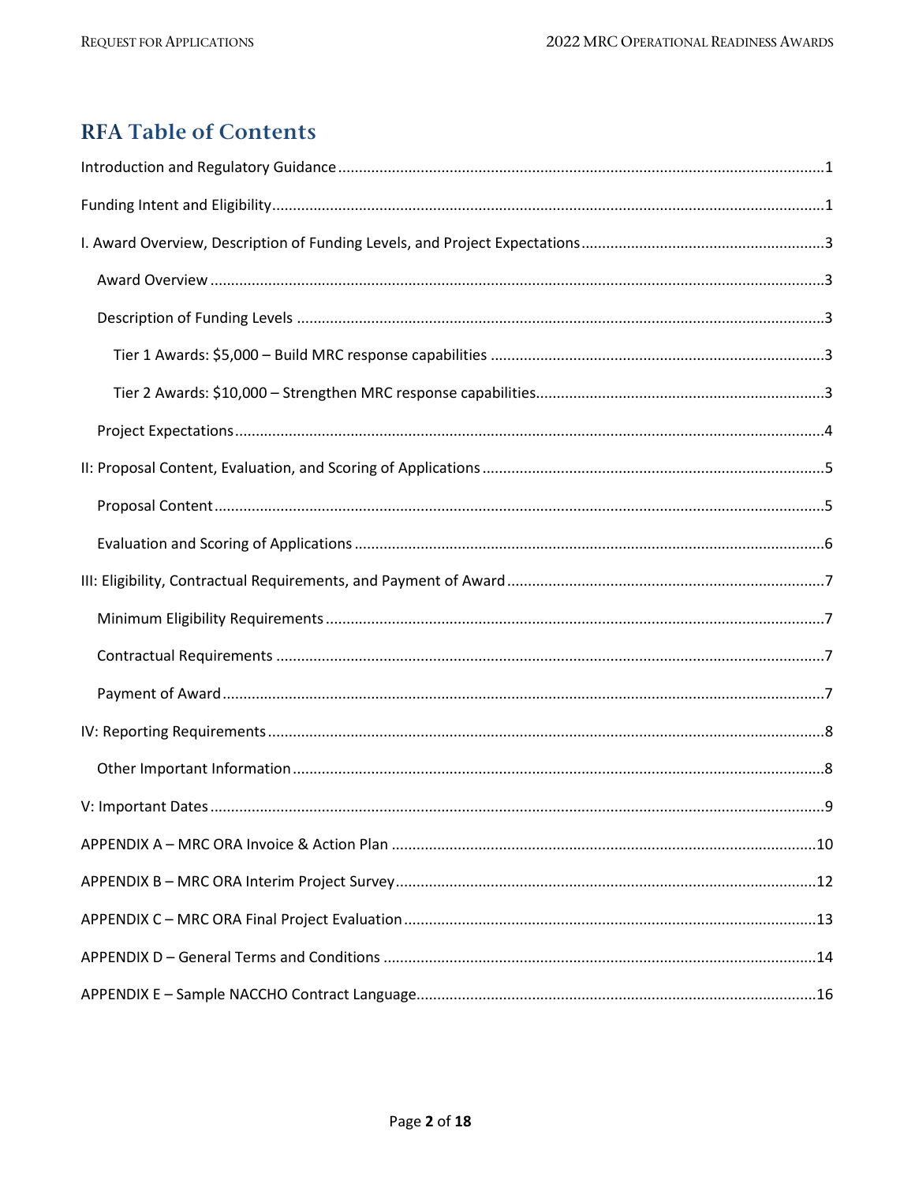## RFA Table of Contents

Introduction and Regulatory Guidance ....................................................................................................1

Funding Intent and Eligibility....................................................................................................................1

I. Award Overview, Description of Funding Levels, and Project Expectations ..........................................3

- Award Overview ..................................................................................................................................3
- Description of Funding Levels .............................................................................................................3
  - Tier 1 Awards: $5,000 – Build MRC response capabilities ...............................................................3
  - Tier 2 Awards: $10,000 – Strengthen MRC response capabilities....................................................3
- Project Expectations............................................................................................................................4

II: Proposal Content, Evaluation, and Scoring of Applications .................................................................5

- Proposal Content.................................................................................................................................5
- Evaluation and Scoring of Applications ...............................................................................................6

III: Eligibility, Contractual Requirements, and Payment of Award ............................................................7

- Minimum Eligibility Requirements ......................................................................................................7
- Contractual Requirements ..................................................................................................................7
- Payment of Award ...............................................................................................................................7

IV: Reporting Requirements ....................................................................................................................8

- Other Important Information ..............................................................................................................8

V: Important Dates ..................................................................................................................................9

APPENDIX A – MRC ORA Invoice & Action Plan .....................................................................................10

APPENDIX B – MRC ORA Interim Project Survey....................................................................................12

APPENDIX C – MRC ORA Final Project Evaluation ..................................................................................13

APPENDIX D – General Terms and Conditions ........................................................................................14

APPENDIX E – Sample NACCHO Contract Language................................................................................16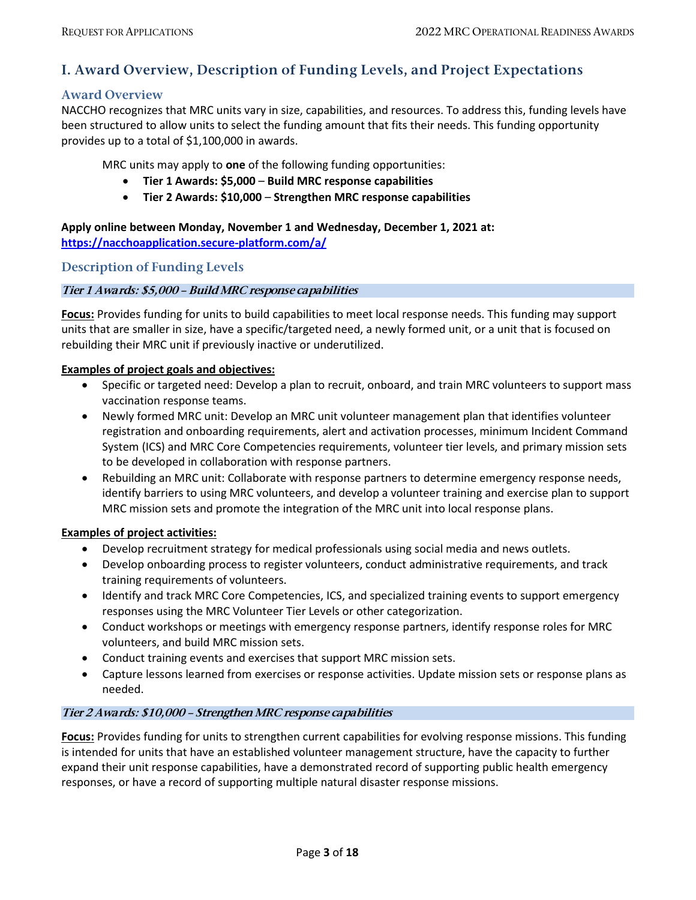# I. Award Overview, Description of Funding Levels, and Project Expectations

## Award Overview

NACCHO recognizes that MRC units vary in size, capabilities, and resources. To address this, funding levels have been structured to allow units to select the funding amount that fits their needs. This funding opportunity provides up to a total of $1,100,000 in awards.

MRC units may apply to **one** of the following funding opportunities:

- **Tier 1 Awards: $5,000** – **Build MRC response capabilities**
- **Tier 2 Awards: $10,000** – **Strengthen MRC response capabilities**

**Apply online between Monday, November 1 and Wednesday, December 1, 2021 at:**
**https://nacchoapplication.secure-platform.com/a/**

## Description of Funding Levels

### *Tier 1 Awards: $5,000 – Build MRC response capabilities*

**Focus:** Provides funding for units to build capabilities to meet local response needs. This funding may support units that are smaller in size, have a specific/targeted need, a newly formed unit, or a unit that is focused on rebuilding their MRC unit if previously inactive or underutilized.

**Examples of project goals and objectives:**

- Specific or targeted need: Develop a plan to recruit, onboard, and train MRC volunteers to support mass vaccination response teams.
- Newly formed MRC unit: Develop an MRC unit volunteer management plan that identifies volunteer registration and onboarding requirements, alert and activation processes, minimum Incident Command System (ICS) and MRC Core Competencies requirements, volunteer tier levels, and primary mission sets to be developed in collaboration with response partners.
- Rebuilding an MRC unit: Collaborate with response partners to determine emergency response needs, identify barriers to using MRC volunteers, and develop a volunteer training and exercise plan to support MRC mission sets and promote the integration of the MRC unit into local response plans.

**Examples of project activities:**

- Develop recruitment strategy for medical professionals using social media and news outlets.
- Develop onboarding process to register volunteers, conduct administrative requirements, and track training requirements of volunteers.
- Identify and track MRC Core Competencies, ICS, and specialized training events to support emergency responses using the MRC Volunteer Tier Levels or other categorization.
- Conduct workshops or meetings with emergency response partners, identify response roles for MRC volunteers, and build MRC mission sets.
- Conduct training events and exercises that support MRC mission sets.
- Capture lessons learned from exercises or response activities. Update mission sets or response plans as needed.

### *Tier 2 Awards: $10,000 – Strengthen MRC response capabilities*

**Focus:** Provides funding for units to strengthen current capabilities for evolving response missions. This funding is intended for units that have an established volunteer management structure, have the capacity to further expand their unit response capabilities, have a demonstrated record of supporting public health emergency responses, or have a record of supporting multiple natural disaster response missions.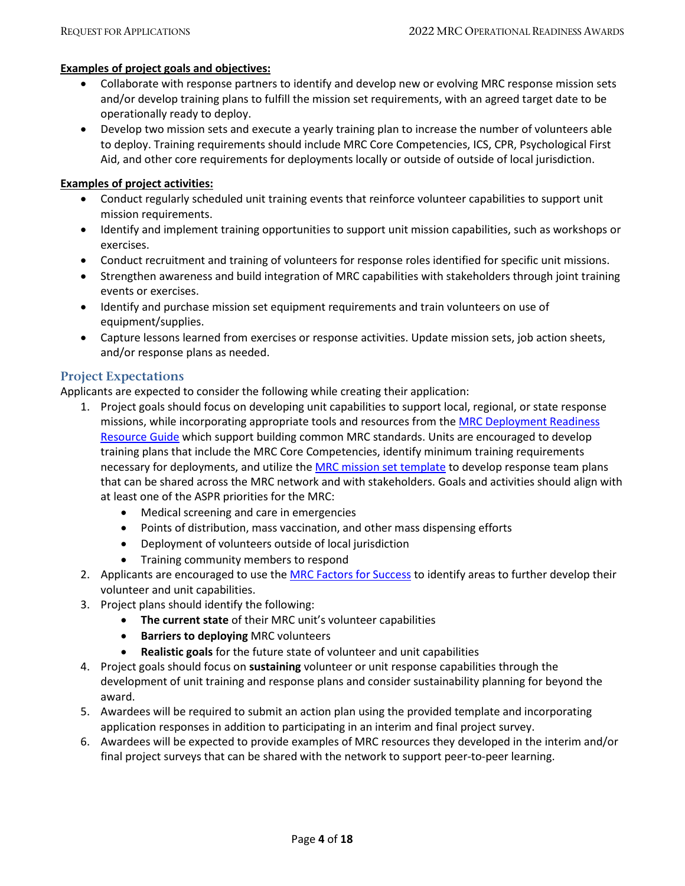**Examples of project goals and objectives:**

- Collaborate with response partners to identify and develop new or evolving MRC response mission sets and/or develop training plans to fulfill the mission set requirements, with an agreed target date to be operationally ready to deploy.
- Develop two mission sets and execute a yearly training plan to increase the number of volunteers able to deploy. Training requirements should include MRC Core Competencies, ICS, CPR, Psychological First Aid, and other core requirements for deployments locally or outside of outside of local jurisdiction.

**Examples of project activities:**

- Conduct regularly scheduled unit training events that reinforce volunteer capabilities to support unit mission requirements.
- Identify and implement training opportunities to support unit mission capabilities, such as workshops or exercises.
- Conduct recruitment and training of volunteers for response roles identified for specific unit missions.
- Strengthen awareness and build integration of MRC capabilities with stakeholders through joint training events or exercises.
- Identify and purchase mission set equipment requirements and train volunteers on use of equipment/supplies.
- Capture lessons learned from exercises or response activities. Update mission sets, job action sheets, and/or response plans as needed.

## Project Expectations

Applicants are expected to consider the following while creating their application:

1. Project goals should focus on developing unit capabilities to support local, regional, or state response missions, while incorporating appropriate tools and resources from the MRC Deployment Readiness Resource Guide which support building common MRC standards. Units are encouraged to develop training plans that include the MRC Core Competencies, identify minimum training requirements necessary for deployments, and utilize the MRC mission set template to develop response team plans that can be shared across the MRC network and with stakeholders. Goals and activities should align with at least one of the ASPR priorities for the MRC:
   - Medical screening and care in emergencies
   - Points of distribution, mass vaccination, and other mass dispensing efforts
   - Deployment of volunteers outside of local jurisdiction
   - Training community members to respond
2. Applicants are encouraged to use the MRC Factors for Success to identify areas to further develop their volunteer and unit capabilities.
3. Project plans should identify the following:
   - **The current state** of their MRC unit's volunteer capabilities
   - **Barriers to deploying** MRC volunteers
   - **Realistic goals** for the future state of volunteer and unit capabilities
4. Project goals should focus on **sustaining** volunteer or unit response capabilities through the development of unit training and response plans and consider sustainability planning for beyond the award.
5. Awardees will be required to submit an action plan using the provided template and incorporating application responses in addition to participating in an interim and final project survey.
6. Awardees will be expected to provide examples of MRC resources they developed in the interim and/or final project surveys that can be shared with the network to support peer-to-peer learning.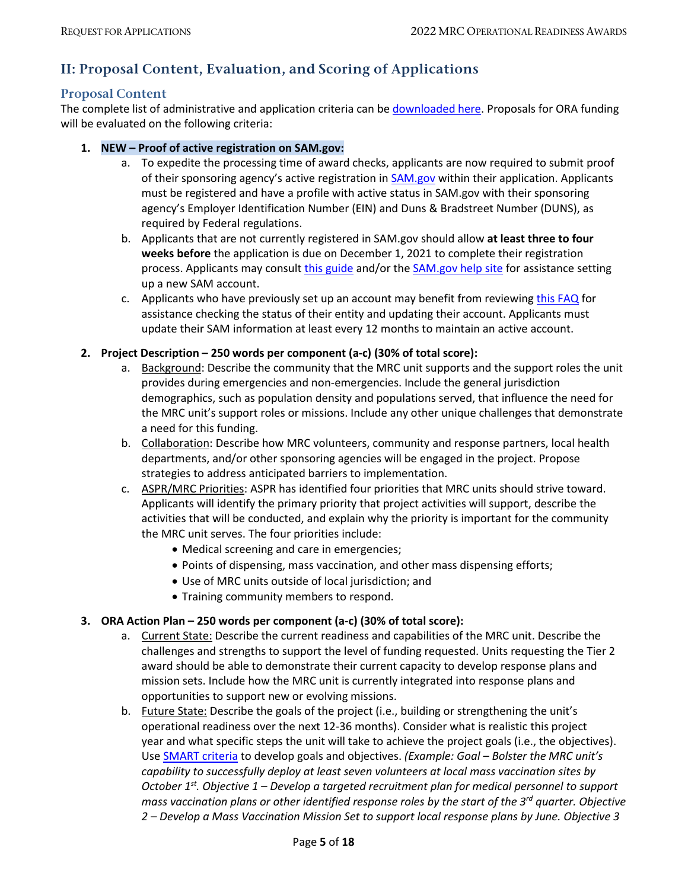## II: Proposal Content, Evaluation, and Scoring of Applications

### Proposal Content

The complete list of administrative and application criteria can be downloaded here. Proposals for ORA funding will be evaluated on the following criteria:

1. **NEW – Proof of active registration on SAM.gov:**
   a. To expedite the processing time of award checks, applicants are now required to submit proof of their sponsoring agency's active registration in SAM.gov within their application. Applicants must be registered and have a profile with active status in SAM.gov with their sponsoring agency's Employer Identification Number (EIN) and Duns & Bradstreet Number (DUNS), as required by Federal regulations.
   b. Applicants that are not currently registered in SAM.gov should allow **at least three to four weeks before** the application is due on December 1, 2021 to complete their registration process. Applicants may consult this guide and/or the SAM.gov help site for assistance setting up a new SAM account.
   c. Applicants who have previously set up an account may benefit from reviewing this FAQ for assistance checking the status of their entity and updating their account. Applicants must update their SAM information at least every 12 months to maintain an active account.

2. **Project Description – 250 words per component (a-c) (30% of total score):**
   a. Background: Describe the community that the MRC unit supports and the support roles the unit provides during emergencies and non-emergencies. Include the general jurisdiction demographics, such as population density and populations served, that influence the need for the MRC unit's support roles or missions. Include any other unique challenges that demonstrate a need for this funding.
   b. Collaboration: Describe how MRC volunteers, community and response partners, local health departments, and/or other sponsoring agencies will be engaged in the project. Propose strategies to address anticipated barriers to implementation.
   c. ASPR/MRC Priorities: ASPR has identified four priorities that MRC units should strive toward. Applicants will identify the primary priority that project activities will support, describe the activities that will be conducted, and explain why the priority is important for the community the MRC unit serves. The four priorities include:
      - Medical screening and care in emergencies;
      - Points of dispensing, mass vaccination, and other mass dispensing efforts;
      - Use of MRC units outside of local jurisdiction; and
      - Training community members to respond.

3. **ORA Action Plan – 250 words per component (a-c) (30% of total score):**
   a. Current State: Describe the current readiness and capabilities of the MRC unit. Describe the challenges and strengths to support the level of funding requested. Units requesting the Tier 2 award should be able to demonstrate their current capacity to develop response plans and mission sets. Include how the MRC unit is currently integrated into response plans and opportunities to support new or evolving missions.
   b. Future State: Describe the goals of the project (i.e., building or strengthening the unit's operational readiness over the next 12-36 months). Consider what is realistic this project year and what specific steps the unit will take to achieve the project goals (i.e., the objectives). Use SMART criteria to develop goals and objectives. *(Example: Goal – Bolster the MRC unit's capability to successfully deploy at least seven volunteers at local mass vaccination sites by October 1st. Objective 1 – Develop a targeted recruitment plan for medical personnel to support mass vaccination plans or other identified response roles by the start of the 3rd quarter. Objective 2 – Develop a Mass Vaccination Mission Set to support local response plans by June. Objective 3*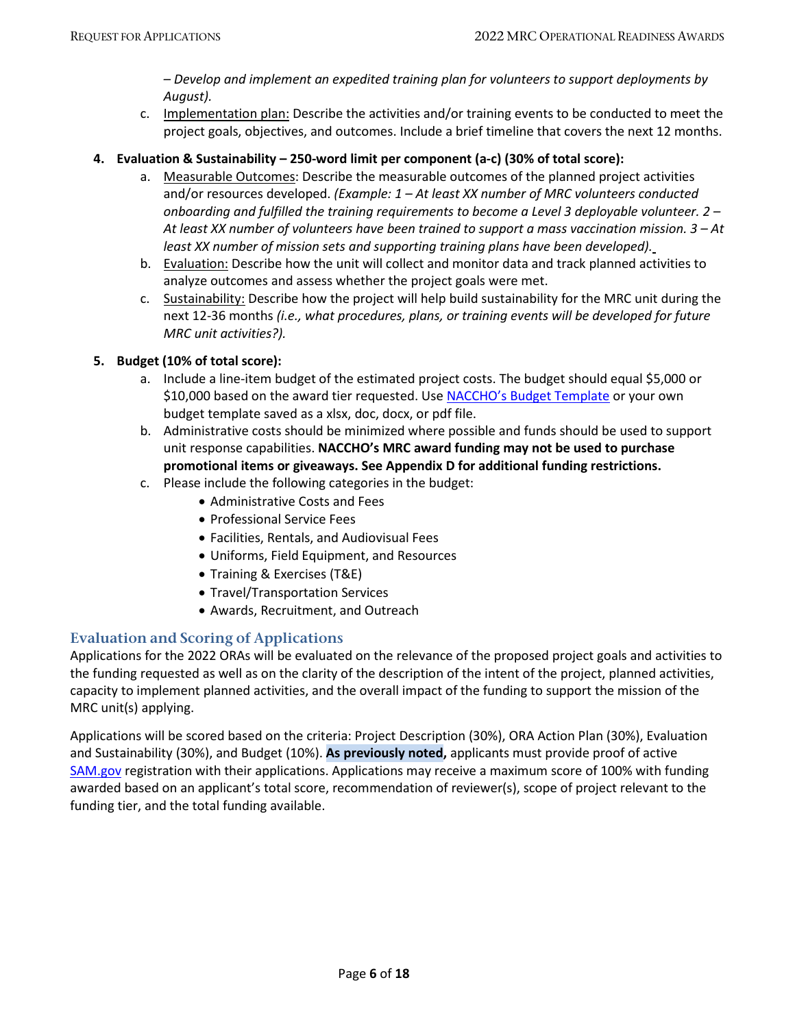*– Develop and implement an expedited training plan for volunteers to support deployments by August).*

c. Implementation plan: Describe the activities and/or training events to be conducted to meet the project goals, objectives, and outcomes. Include a brief timeline that covers the next 12 months.

**4. Evaluation & Sustainability – 250-word limit per component (a-c) (30% of total score):**

a. Measurable Outcomes: Describe the measurable outcomes of the planned project activities and/or resources developed. *(Example: 1 – At least XX number of MRC volunteers conducted onboarding and fulfilled the training requirements to become a Level 3 deployable volunteer. 2 – At least XX number of volunteers have been trained to support a mass vaccination mission. 3 – At least XX number of mission sets and supporting training plans have been developed).*

b. Evaluation: Describe how the unit will collect and monitor data and track planned activities to analyze outcomes and assess whether the project goals were met.

c. Sustainability: Describe how the project will help build sustainability for the MRC unit during the next 12-36 months *(i.e., what procedures, plans, or training events will be developed for future MRC unit activities?).*

**5. Budget (10% of total score):**

a. Include a line-item budget of the estimated project costs. The budget should equal $5,000 or $10,000 based on the award tier requested. Use NACCHO's Budget Template or your own budget template saved as a xlsx, doc, docx, or pdf file.

b. Administrative costs should be minimized where possible and funds should be used to support unit response capabilities. **NACCHO's MRC award funding may not be used to purchase promotional items or giveaways. See Appendix D for additional funding restrictions.**

c. Please include the following categories in the budget:

- Administrative Costs and Fees
- Professional Service Fees
- Facilities, Rentals, and Audiovisual Fees
- Uniforms, Field Equipment, and Resources
- Training & Exercises (T&E)
- Travel/Transportation Services
- Awards, Recruitment, and Outreach

## Evaluation and Scoring of Applications

Applications for the 2022 ORAs will be evaluated on the relevance of the proposed project goals and activities to the funding requested as well as on the clarity of the description of the intent of the project, planned activities, capacity to implement planned activities, and the overall impact of the funding to support the mission of the MRC unit(s) applying.

Applications will be scored based on the criteria: Project Description (30%), ORA Action Plan (30%), Evaluation and Sustainability (30%), and Budget (10%). **As previously noted,** applicants must provide proof of active SAM.gov registration with their applications. Applications may receive a maximum score of 100% with funding awarded based on an applicant's total score, recommendation of reviewer(s), scope of project relevant to the funding tier, and the total funding available.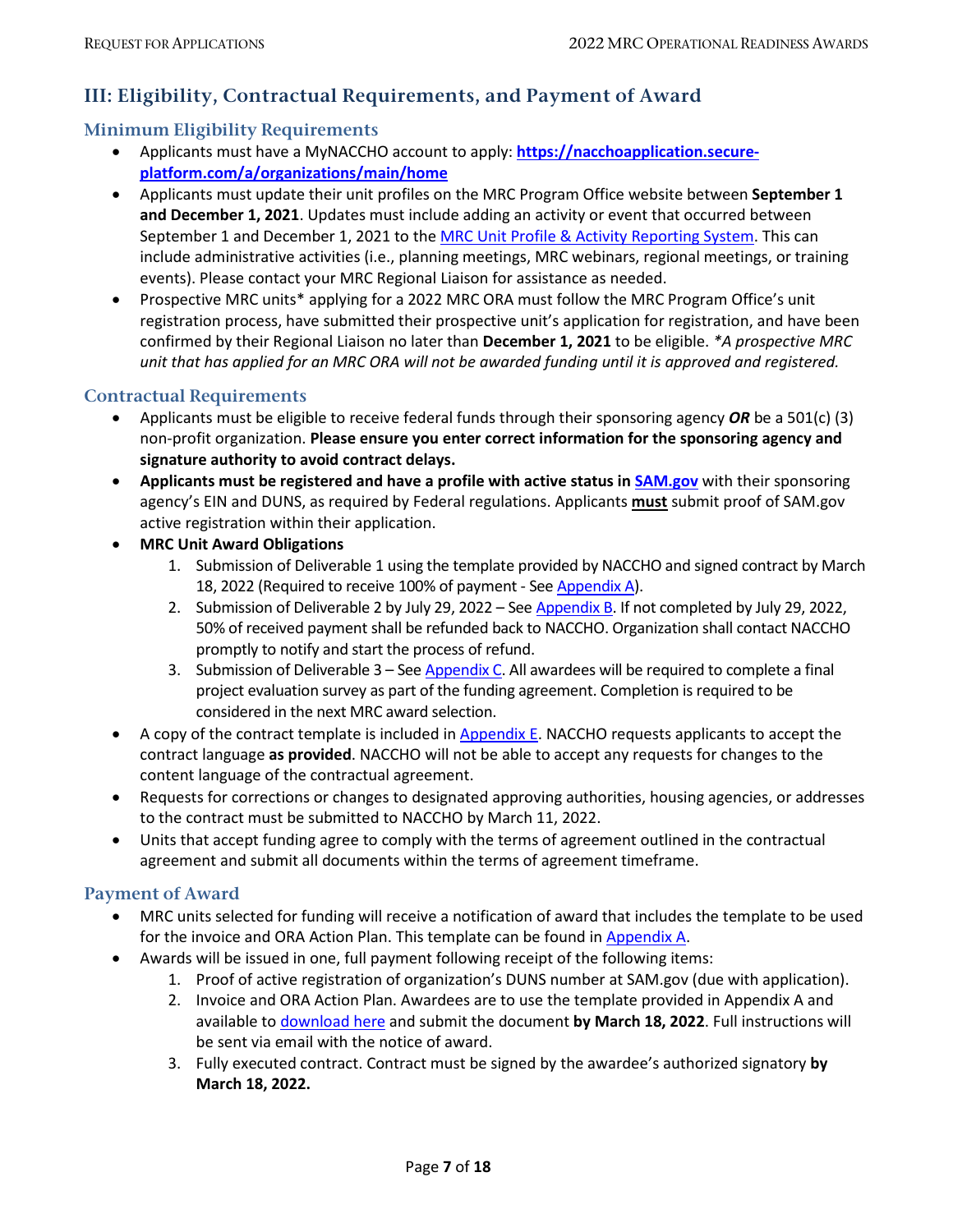## III: Eligibility, Contractual Requirements, and Payment of Award

### Minimum Eligibility Requirements

- Applicants must have a MyNACCHO account to apply: **https://nacchoapplication.secure-platform.com/a/organizations/main/home**
- Applicants must update their unit profiles on the MRC Program Office website between **September 1 and December 1, 2021**. Updates must include adding an activity or event that occurred between September 1 and December 1, 2021 to the MRC Unit Profile & Activity Reporting System. This can include administrative activities (i.e., planning meetings, MRC webinars, regional meetings, or training events). Please contact your MRC Regional Liaison for assistance as needed.
- Prospective MRC units* applying for a 2022 MRC ORA must follow the MRC Program Office's unit registration process, have submitted their prospective unit's application for registration, and have been confirmed by their Regional Liaison no later than **December 1, 2021** to be eligible. *\*A prospective MRC unit that has applied for an MRC ORA will not be awarded funding until it is approved and registered.*

### Contractual Requirements

- Applicants must be eligible to receive federal funds through their sponsoring agency ***OR*** be a 501(c) (3) non-profit organization. **Please ensure you enter correct information for the sponsoring agency and signature authority to avoid contract delays.**
- **Applicants must be registered and have a profile with active status in SAM.gov** with their sponsoring agency's EIN and DUNS, as required by Federal regulations. Applicants **must** submit proof of SAM.gov active registration within their application.
- **MRC Unit Award Obligations**
  1. Submission of Deliverable 1 using the template provided by NACCHO and signed contract by March 18, 2022 (Required to receive 100% of payment - See Appendix A).
  2. Submission of Deliverable 2 by July 29, 2022 – See Appendix B. If not completed by July 29, 2022, 50% of received payment shall be refunded back to NACCHO. Organization shall contact NACCHO promptly to notify and start the process of refund.
  3. Submission of Deliverable 3 – See Appendix C. All awardees will be required to complete a final project evaluation survey as part of the funding agreement. Completion is required to be considered in the next MRC award selection.
- A copy of the contract template is included in Appendix E. NACCHO requests applicants to accept the contract language **as provided**. NACCHO will not be able to accept any requests for changes to the content language of the contractual agreement.
- Requests for corrections or changes to designated approving authorities, housing agencies, or addresses to the contract must be submitted to NACCHO by March 11, 2022.
- Units that accept funding agree to comply with the terms of agreement outlined in the contractual agreement and submit all documents within the terms of agreement timeframe.

### Payment of Award

- MRC units selected for funding will receive a notification of award that includes the template to be used for the invoice and ORA Action Plan. This template can be found in Appendix A.
- Awards will be issued in one, full payment following receipt of the following items:
  1. Proof of active registration of organization's DUNS number at SAM.gov (due with application).
  2. Invoice and ORA Action Plan. Awardees are to use the template provided in Appendix A and available to download here and submit the document **by March 18, 2022**. Full instructions will be sent via email with the notice of award.
  3. Fully executed contract. Contract must be signed by the awardee's authorized signatory **by March 18, 2022.**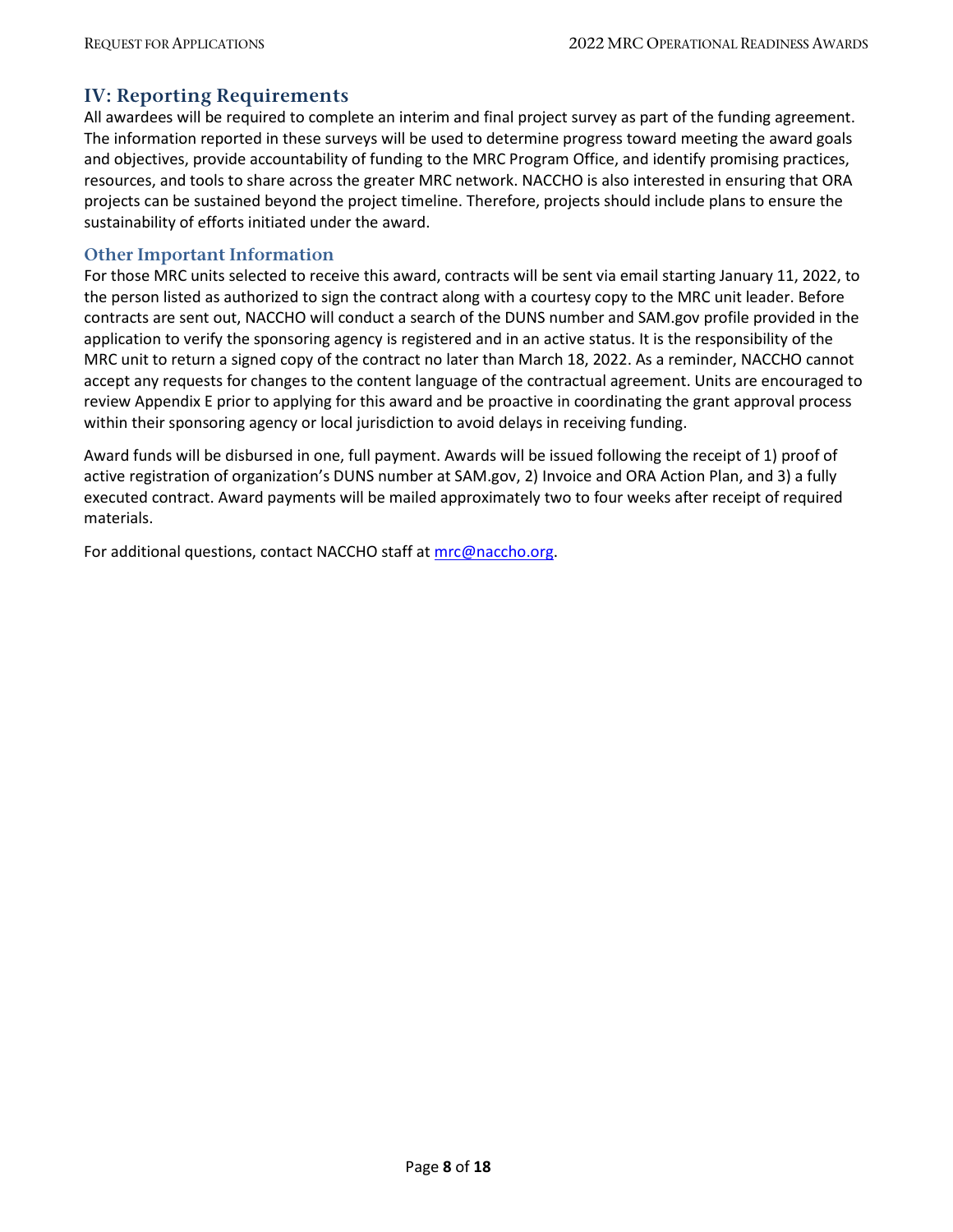## IV: Reporting Requirements

All awardees will be required to complete an interim and final project survey as part of the funding agreement. The information reported in these surveys will be used to determine progress toward meeting the award goals and objectives, provide accountability of funding to the MRC Program Office, and identify promising practices, resources, and tools to share across the greater MRC network. NACCHO is also interested in ensuring that ORA projects can be sustained beyond the project timeline. Therefore, projects should include plans to ensure the sustainability of efforts initiated under the award.

### Other Important Information

For those MRC units selected to receive this award, contracts will be sent via email starting January 11, 2022, to the person listed as authorized to sign the contract along with a courtesy copy to the MRC unit leader. Before contracts are sent out, NACCHO will conduct a search of the DUNS number and SAM.gov profile provided in the application to verify the sponsoring agency is registered and in an active status. It is the responsibility of the MRC unit to return a signed copy of the contract no later than March 18, 2022. As a reminder, NACCHO cannot accept any requests for changes to the content language of the contractual agreement. Units are encouraged to review Appendix E prior to applying for this award and be proactive in coordinating the grant approval process within their sponsoring agency or local jurisdiction to avoid delays in receiving funding.

Award funds will be disbursed in one, full payment. Awards will be issued following the receipt of 1) proof of active registration of organization's DUNS number at SAM.gov, 2) Invoice and ORA Action Plan, and 3) a fully executed contract. Award payments will be mailed approximately two to four weeks after receipt of required materials.

For additional questions, contact NACCHO staff at mrc@naccho.org.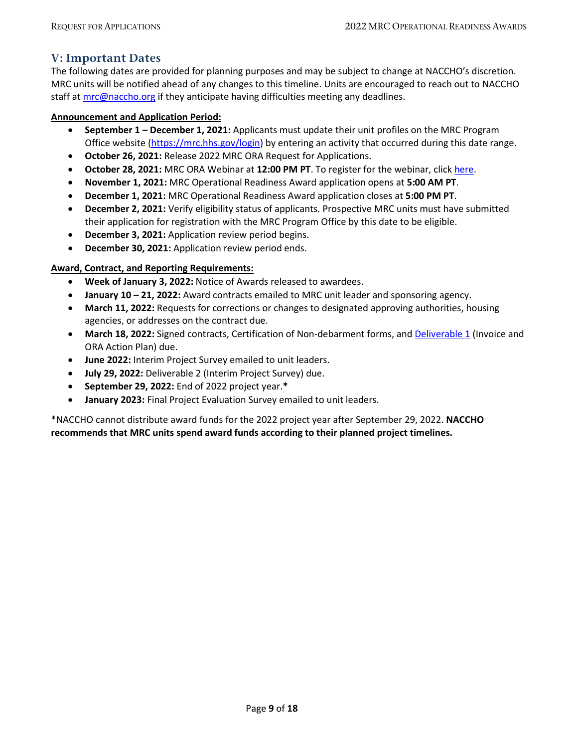## V: Important Dates

The following dates are provided for planning purposes and may be subject to change at NACCHO's discretion. MRC units will be notified ahead of any changes to this timeline. Units are encouraged to reach out to NACCHO staff at mrc@naccho.org if they anticipate having difficulties meeting any deadlines.

**Announcement and Application Period:**

- **September 1 – December 1, 2021:** Applicants must update their unit profiles on the MRC Program Office website (https://mrc.hhs.gov/login) by entering an activity that occurred during this date range.
- **October 26, 2021:** Release 2022 MRC ORA Request for Applications.
- **October 28, 2021:** MRC ORA Webinar at **12:00 PM PT**. To register for the webinar, click here.
- **November 1, 2021:** MRC Operational Readiness Award application opens at **5:00 AM PT**.
- **December 1, 2021:** MRC Operational Readiness Award application closes at **5:00 PM PT**.
- **December 2, 2021:** Verify eligibility status of applicants. Prospective MRC units must have submitted their application for registration with the MRC Program Office by this date to be eligible.
- **December 3, 2021:** Application review period begins.
- **December 30, 2021:** Application review period ends.

**Award, Contract, and Reporting Requirements:**

- **Week of January 3, 2022:** Notice of Awards released to awardees.
- **January 10 – 21, 2022:** Award contracts emailed to MRC unit leader and sponsoring agency.
- **March 11, 2022:** Requests for corrections or changes to designated approving authorities, housing agencies, or addresses on the contract due.
- **March 18, 2022:** Signed contracts, Certification of Non-debarment forms, and Deliverable 1 (Invoice and ORA Action Plan) due.
- **June 2022:** Interim Project Survey emailed to unit leaders.
- **July 29, 2022:** Deliverable 2 (Interim Project Survey) due.
- **September 29, 2022:** End of 2022 project year.*
- **January 2023:** Final Project Evaluation Survey emailed to unit leaders.

*NACCHO cannot distribute award funds for the 2022 project year after September 29, 2022. **NACCHO recommends that MRC units spend award funds according to their planned project timelines.**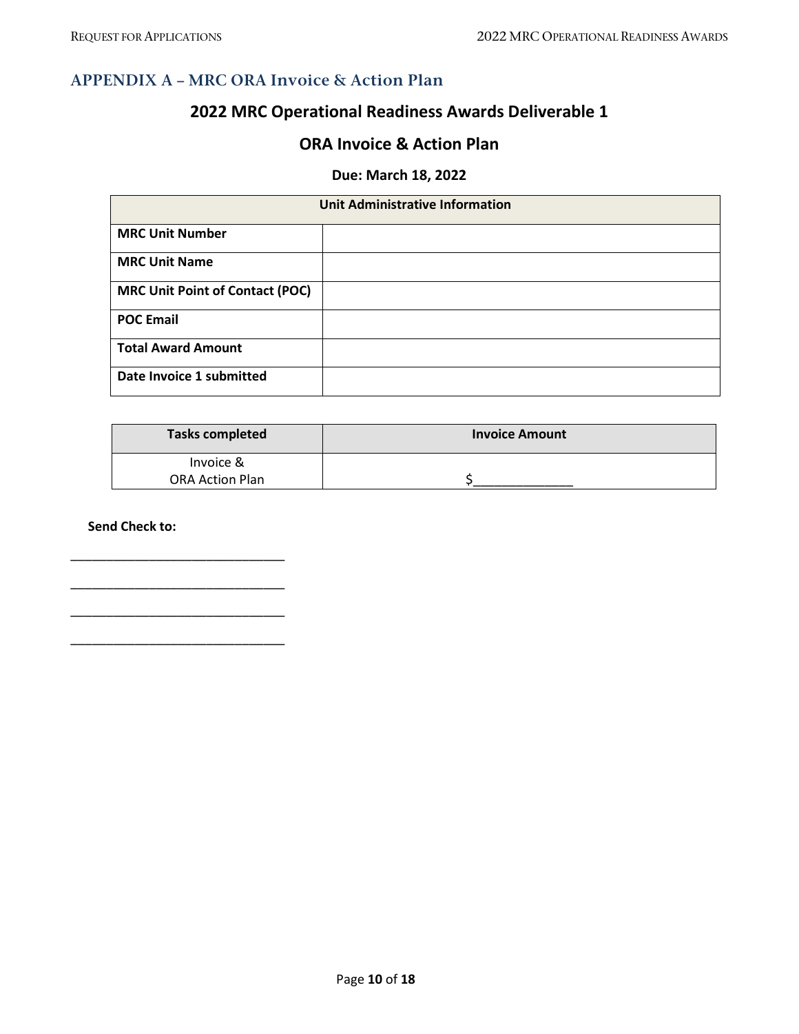## APPENDIX A – MRC ORA Invoice & Action Plan

### 2022 MRC Operational Readiness Awards Deliverable 1

### ORA Invoice & Action Plan

**Due: March 18, 2022**

| Unit Administrative Information | |
|---|---|
| **MRC Unit Number** | |
| **MRC Unit Name** | |
| **MRC Unit Point of Contact (POC)** | |
| **POC Email** | |
| **Total Award Amount** | |
| **Date Invoice 1 submitted** | |

| Tasks completed | Invoice Amount |
|---|---|
| Invoice & ORA Action Plan | $______________ |

**Send Check to:**

_______________________________

_______________________________

_______________________________

_______________________________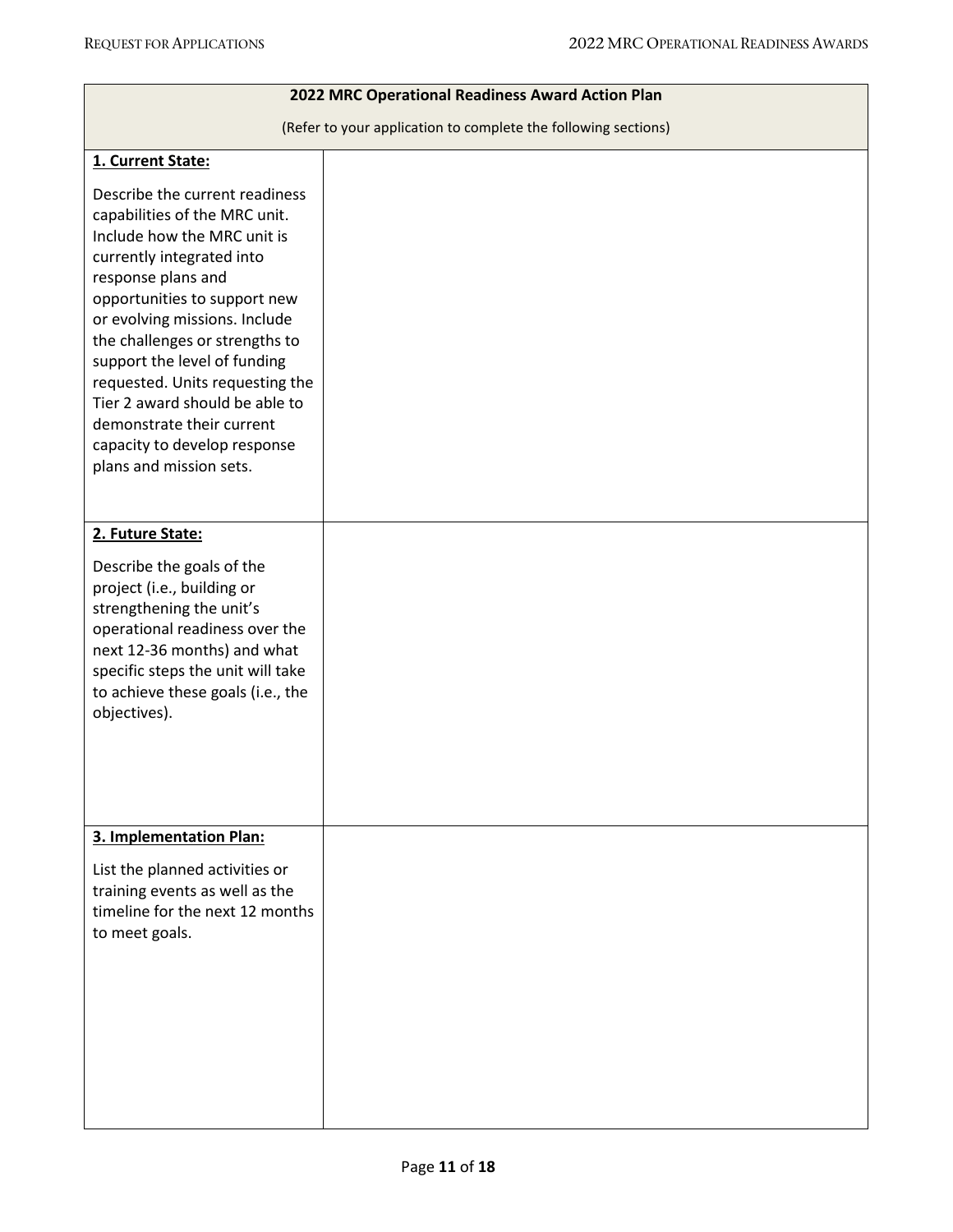| 2022 MRC Operational Readiness Award Action Plan<br>(Refer to your application to complete the following sections) | |
|---|---|
| **1. Current State:**<br><br>Describe the current readiness capabilities of the MRC unit. Include how the MRC unit is currently integrated into response plans and opportunities to support new or evolving missions. Include the challenges or strengths to support the level of funding requested. Units requesting the Tier 2 award should be able to demonstrate their current capacity to develop response plans and mission sets. | |
| **2. Future State:**<br><br>Describe the goals of the project (i.e., building or strengthening the unit's operational readiness over the next 12-36 months) and what specific steps the unit will take to achieve these goals (i.e., the objectives). | |
| **3. Implementation Plan:**<br><br>List the planned activities or training events as well as the timeline for the next 12 months to meet goals. | |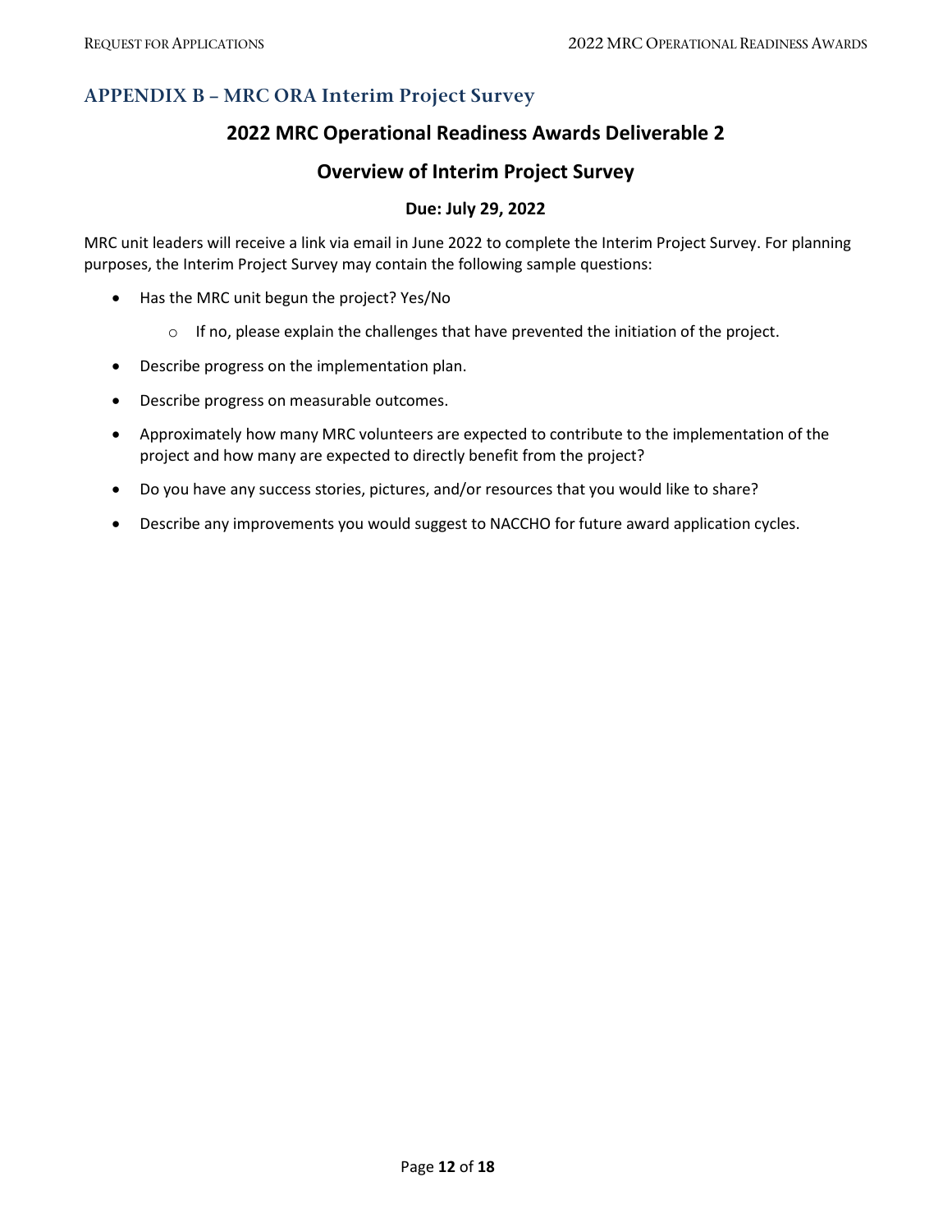## APPENDIX B – MRC ORA Interim Project Survey

### 2022 MRC Operational Readiness Awards Deliverable 2

### Overview of Interim Project Survey

**Due: July 29, 2022**

MRC unit leaders will receive a link via email in June 2022 to complete the Interim Project Survey. For planning purposes, the Interim Project Survey may contain the following sample questions:

- Has the MRC unit begun the project? Yes/No
  - If no, please explain the challenges that have prevented the initiation of the project.
- Describe progress on the implementation plan.
- Describe progress on measurable outcomes.
- Approximately how many MRC volunteers are expected to contribute to the implementation of the project and how many are expected to directly benefit from the project?
- Do you have any success stories, pictures, and/or resources that you would like to share?
- Describe any improvements you would suggest to NACCHO for future award application cycles.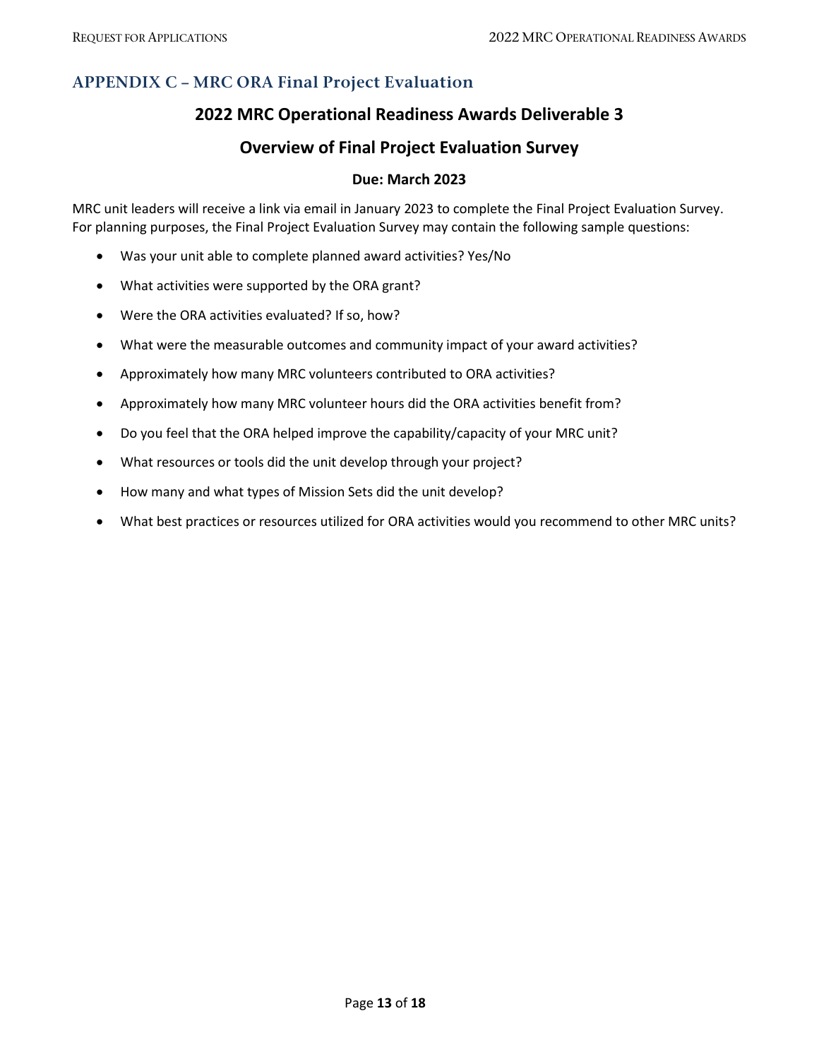## APPENDIX C – MRC ORA Final Project Evaluation

### 2022 MRC Operational Readiness Awards Deliverable 3

### Overview of Final Project Evaluation Survey

**Due: March 2023**

MRC unit leaders will receive a link via email in January 2023 to complete the Final Project Evaluation Survey. For planning purposes, the Final Project Evaluation Survey may contain the following sample questions:

- Was your unit able to complete planned award activities? Yes/No
- What activities were supported by the ORA grant?
- Were the ORA activities evaluated? If so, how?
- What were the measurable outcomes and community impact of your award activities?
- Approximately how many MRC volunteers contributed to ORA activities?
- Approximately how many MRC volunteer hours did the ORA activities benefit from?
- Do you feel that the ORA helped improve the capability/capacity of your MRC unit?
- What resources or tools did the unit develop through your project?
- How many and what types of Mission Sets did the unit develop?
- What best practices or resources utilized for ORA activities would you recommend to other MRC units?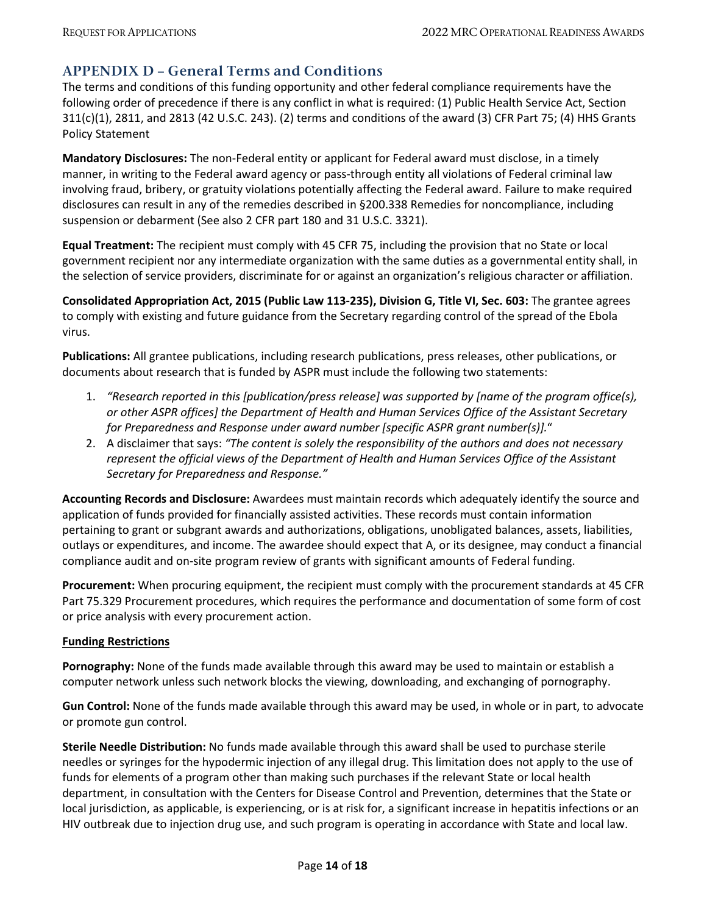## APPENDIX D – General Terms and Conditions

The terms and conditions of this funding opportunity and other federal compliance requirements have the following order of precedence if there is any conflict in what is required: (1) Public Health Service Act, Section 311(c)(1), 2811, and 2813 (42 U.S.C. 243). (2) terms and conditions of the award (3) CFR Part 75; (4) HHS Grants Policy Statement

**Mandatory Disclosures:** The non-Federal entity or applicant for Federal award must disclose, in a timely manner, in writing to the Federal award agency or pass-through entity all violations of Federal criminal law involving fraud, bribery, or gratuity violations potentially affecting the Federal award. Failure to make required disclosures can result in any of the remedies described in §200.338 Remedies for noncompliance, including suspension or debarment (See also 2 CFR part 180 and 31 U.S.C. 3321).

**Equal Treatment:** The recipient must comply with 45 CFR 75, including the provision that no State or local government recipient nor any intermediate organization with the same duties as a governmental entity shall, in the selection of service providers, discriminate for or against an organization's religious character or affiliation.

**Consolidated Appropriation Act, 2015 (Public Law 113-235), Division G, Title VI, Sec. 603:** The grantee agrees to comply with existing and future guidance from the Secretary regarding control of the spread of the Ebola virus.

**Publications:** All grantee publications, including research publications, press releases, other publications, or documents about research that is funded by ASPR must include the following two statements:

1. *"Research reported in this [publication/press release] was supported by [name of the program office(s), or other ASPR offices] the Department of Health and Human Services Office of the Assistant Secretary for Preparedness and Response under award number [specific ASPR grant number(s)].*"
2. A disclaimer that says: *"The content is solely the responsibility of the authors and does not necessary represent the official views of the Department of Health and Human Services Office of the Assistant Secretary for Preparedness and Response."*

**Accounting Records and Disclosure:** Awardees must maintain records which adequately identify the source and application of funds provided for financially assisted activities. These records must contain information pertaining to grant or subgrant awards and authorizations, obligations, unobligated balances, assets, liabilities, outlays or expenditures, and income. The awardee should expect that A, or its designee, may conduct a financial compliance audit and on-site program review of grants with significant amounts of Federal funding.

**Procurement:** When procuring equipment, the recipient must comply with the procurement standards at 45 CFR Part 75.329 Procurement procedures, which requires the performance and documentation of some form of cost or price analysis with every procurement action.

**Funding Restrictions**

**Pornography:** None of the funds made available through this award may be used to maintain or establish a computer network unless such network blocks the viewing, downloading, and exchanging of pornography.

**Gun Control:** None of the funds made available through this award may be used, in whole or in part, to advocate or promote gun control.

**Sterile Needle Distribution:** No funds made available through this award shall be used to purchase sterile needles or syringes for the hypodermic injection of any illegal drug. This limitation does not apply to the use of funds for elements of a program other than making such purchases if the relevant State or local health department, in consultation with the Centers for Disease Control and Prevention, determines that the State or local jurisdiction, as applicable, is experiencing, or is at risk for, a significant increase in hepatitis infections or an HIV outbreak due to injection drug use, and such program is operating in accordance with State and local law.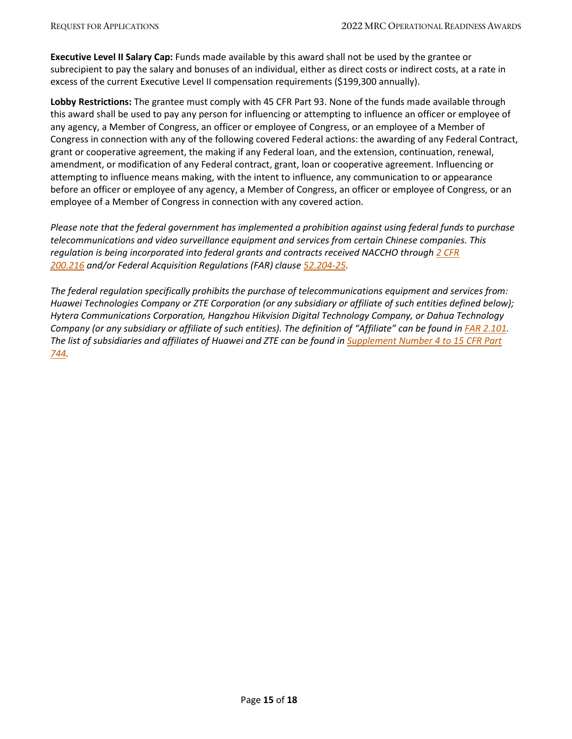**Executive Level II Salary Cap:** Funds made available by this award shall not be used by the grantee or subrecipient to pay the salary and bonuses of an individual, either as direct costs or indirect costs, at a rate in excess of the current Executive Level II compensation requirements ($199,300 annually).

**Lobby Restrictions:** The grantee must comply with 45 CFR Part 93. None of the funds made available through this award shall be used to pay any person for influencing or attempting to influence an officer or employee of any agency, a Member of Congress, an officer or employee of Congress, or an employee of a Member of Congress in connection with any of the following covered Federal actions: the awarding of any Federal Contract, grant or cooperative agreement, the making if any Federal loan, and the extension, continuation, renewal, amendment, or modification of any Federal contract, grant, loan or cooperative agreement. Influencing or attempting to influence means making, with the intent to influence, any communication to or appearance before an officer or employee of any agency, a Member of Congress, an officer or employee of Congress, or an employee of a Member of Congress in connection with any covered action.

*Please note that the federal government has implemented a prohibition against using federal funds to purchase telecommunications and video surveillance equipment and services from certain Chinese companies. This regulation is being incorporated into federal grants and contracts received NACCHO through 2 CFR 200.216 and/or Federal Acquisition Regulations (FAR) clause 52.204-25.*

*The federal regulation specifically prohibits the purchase of telecommunications equipment and services from: Huawei Technologies Company or ZTE Corporation (or any subsidiary or affiliate of such entities defined below); Hytera Communications Corporation, Hangzhou Hikvision Digital Technology Company, or Dahua Technology Company (or any subsidiary or affiliate of such entities). The definition of "Affiliate" can be found in FAR 2.101. The list of subsidiaries and affiliates of Huawei and ZTE can be found in Supplement Number 4 to 15 CFR Part 744.*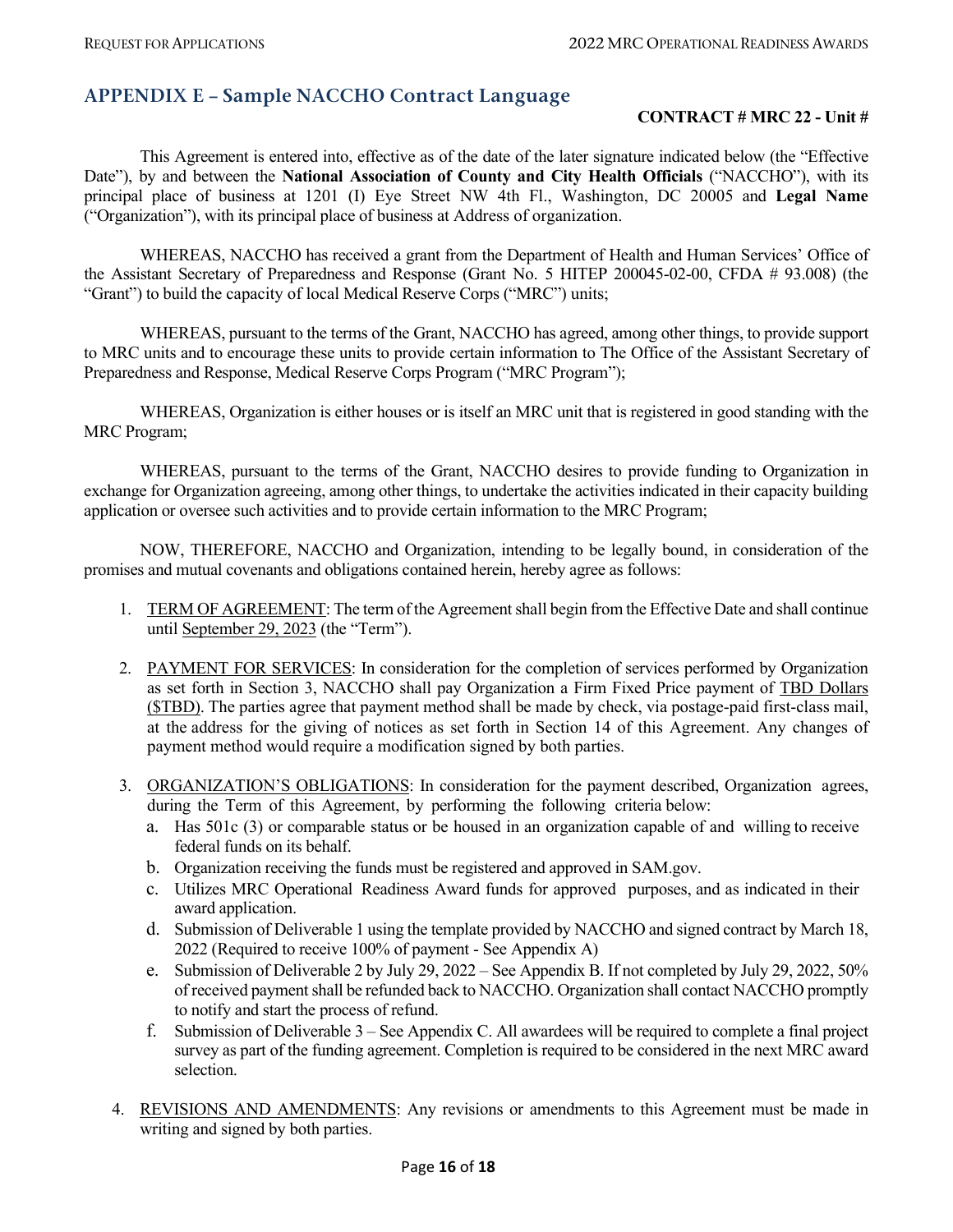## APPENDIX E – Sample NACCHO Contract Language

**CONTRACT # MRC 22 - Unit #**

This Agreement is entered into, effective as of the date of the later signature indicated below (the "Effective Date"), by and between the **National Association of County and City Health Officials** ("NACCHO"), with its principal place of business at 1201 (I) Eye Street NW 4th Fl., Washington, DC 20005 and **Legal Name** ("Organization"), with its principal place of business at Address of organization.

WHEREAS, NACCHO has received a grant from the Department of Health and Human Services' Office of the Assistant Secretary of Preparedness and Response (Grant No. 5 HITEP 200045-02-00, CFDA # 93.008) (the "Grant") to build the capacity of local Medical Reserve Corps ("MRC") units;

WHEREAS, pursuant to the terms of the Grant, NACCHO has agreed, among other things, to provide support to MRC units and to encourage these units to provide certain information to The Office of the Assistant Secretary of Preparedness and Response, Medical Reserve Corps Program ("MRC Program");

WHEREAS, Organization is either houses or is itself an MRC unit that is registered in good standing with the MRC Program;

WHEREAS, pursuant to the terms of the Grant, NACCHO desires to provide funding to Organization in exchange for Organization agreeing, among other things, to undertake the activities indicated in their capacity building application or oversee such activities and to provide certain information to the MRC Program;

NOW, THEREFORE, NACCHO and Organization, intending to be legally bound, in consideration of the promises and mutual covenants and obligations contained herein, hereby agree as follows:

1. <u>TERM OF AGREEMENT</u>: The term of the Agreement shall begin from the Effective Date and shall continue until <u>September 29, 2023</u> (the "Term").
2. <u>PAYMENT FOR SERVICES</u>: In consideration for the completion of services performed by Organization as set forth in Section 3, NACCHO shall pay Organization a Firm Fixed Price payment of <u>TBD Dollars ($TBD)</u>. The parties agree that payment method shall be made by check, via postage-paid first-class mail, at the address for the giving of notices as set forth in Section 14 of this Agreement. Any changes of payment method would require a modification signed by both parties.
3. <u>ORGANIZATION'S OBLIGATIONS</u>: In consideration for the payment described, Organization agrees, during the Term of this Agreement, by performing the following criteria below:
   a. Has 501c (3) or comparable status or be housed in an organization capable of and willing to receive federal funds on its behalf.
   b. Organization receiving the funds must be registered and approved in SAM.gov.
   c. Utilizes MRC Operational Readiness Award funds for approved purposes, and as indicated in their award application.
   d. Submission of Deliverable 1 using the template provided by NACCHO and signed contract by March 18, 2022 (Required to receive 100% of payment - See Appendix A)
   e. Submission of Deliverable 2 by July 29, 2022 – See Appendix B. If not completed by July 29, 2022, 50% of received payment shall be refunded back to NACCHO. Organization shall contact NACCHO promptly to notify and start the process of refund.
   f. Submission of Deliverable 3 – See Appendix C. All awardees will be required to complete a final project survey as part of the funding agreement. Completion is required to be considered in the next MRC award selection.
4. <u>REVISIONS AND AMENDMENTS</u>: Any revisions or amendments to this Agreement must be made in writing and signed by both parties.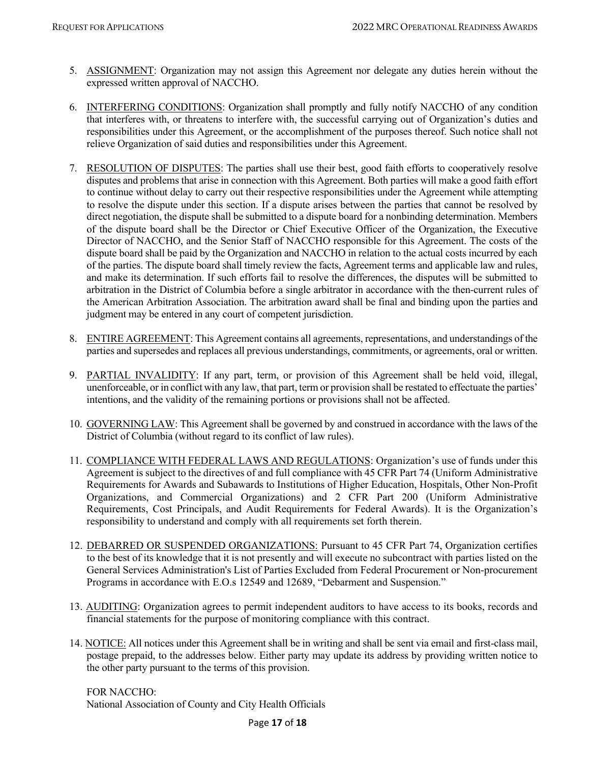5. ASSIGNMENT: Organization may not assign this Agreement nor delegate any duties herein without the expressed written approval of NACCHO.

6. INTERFERING CONDITIONS: Organization shall promptly and fully notify NACCHO of any condition that interferes with, or threatens to interfere with, the successful carrying out of Organization's duties and responsibilities under this Agreement, or the accomplishment of the purposes thereof. Such notice shall not relieve Organization of said duties and responsibilities under this Agreement.

7. RESOLUTION OF DISPUTES: The parties shall use their best, good faith efforts to cooperatively resolve disputes and problems that arise in connection with this Agreement. Both parties will make a good faith effort to continue without delay to carry out their respective responsibilities under the Agreement while attempting to resolve the dispute under this section. If a dispute arises between the parties that cannot be resolved by direct negotiation, the dispute shall be submitted to a dispute board for a nonbinding determination. Members of the dispute board shall be the Director or Chief Executive Officer of the Organization, the Executive Director of NACCHO, and the Senior Staff of NACCHO responsible for this Agreement. The costs of the dispute board shall be paid by the Organization and NACCHO in relation to the actual costs incurred by each of the parties. The dispute board shall timely review the facts, Agreement terms and applicable law and rules, and make its determination. If such efforts fail to resolve the differences, the disputes will be submitted to arbitration in the District of Columbia before a single arbitrator in accordance with the then-current rules of the American Arbitration Association. The arbitration award shall be final and binding upon the parties and judgment may be entered in any court of competent jurisdiction.

8. ENTIRE AGREEMENT: This Agreement contains all agreements, representations, and understandings of the parties and supersedes and replaces all previous understandings, commitments, or agreements, oral or written.

9. PARTIAL INVALIDITY: If any part, term, or provision of this Agreement shall be held void, illegal, unenforceable, or in conflict with any law, that part, term or provision shall be restated to effectuate the parties' intentions, and the validity of the remaining portions or provisions shall not be affected.

10. GOVERNING LAW: This Agreement shall be governed by and construed in accordance with the laws of the District of Columbia (without regard to its conflict of law rules).

11. COMPLIANCE WITH FEDERAL LAWS AND REGULATIONS: Organization's use of funds under this Agreement is subject to the directives of and full compliance with 45 CFR Part 74 (Uniform Administrative Requirements for Awards and Subawards to Institutions of Higher Education, Hospitals, Other Non-Profit Organizations, and Commercial Organizations) and 2 CFR Part 200 (Uniform Administrative Requirements, Cost Principals, and Audit Requirements for Federal Awards). It is the Organization's responsibility to understand and comply with all requirements set forth therein.

12. DEBARRED OR SUSPENDED ORGANIZATIONS: Pursuant to 45 CFR Part 74, Organization certifies to the best of its knowledge that it is not presently and will execute no subcontract with parties listed on the General Services Administration's List of Parties Excluded from Federal Procurement or Non-procurement Programs in accordance with E.O.s 12549 and 12689, "Debarment and Suspension."

13. AUDITING: Organization agrees to permit independent auditors to have access to its books, records and financial statements for the purpose of monitoring compliance with this contract.

14. NOTICE: All notices under this Agreement shall be in writing and shall be sent via email and first-class mail, postage prepaid, to the addresses below. Either party may update its address by providing written notice to the other party pursuant to the terms of this provision.

    FOR NACCHO:
    National Association of County and City Health Officials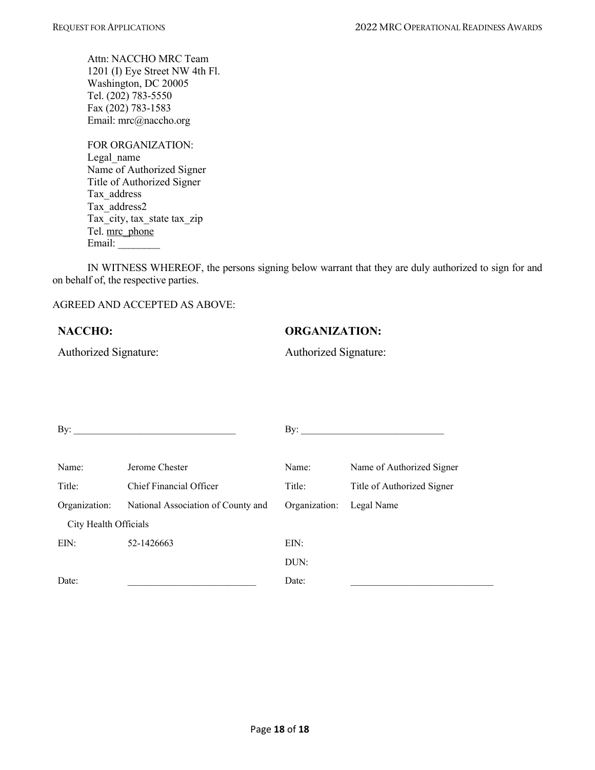Attn: NACCHO MRC Team
1201 (I) Eye Street NW 4th Fl.
Washington, DC 20005
Tel. (202) 783-5550
Fax (202) 783-1583
Email: mrc@naccho.org

FOR ORGANIZATION:
Legal_name
Name of Authorized Signer
Title of Authorized Signer
Tax_address
Tax_address2
Tax_city, tax_state tax_zip
Tel. mrc_phone
Email: ________

IN WITNESS WHEREOF, the persons signing below warrant that they are duly authorized to sign for and on behalf of, the respective parties.

AGREED AND ACCEPTED AS ABOVE:

| | | | |
|---|---|---|---|
| **NACCHO:** | | **ORGANIZATION:** | |
| Authorized Signature: | | Authorized Signature: | |
| By: ________________________________ | | By: _____________________________ | |
| Name: | Jerome Chester | Name: | Name of Authorized Signer |
| Title: | Chief Financial Officer | Title: | Title of Authorized Signer |
| Organization: | National Association of County and City Health Officials | Organization: | Legal Name |
| EIN: | 52-1426663 | EIN: | |
| | | DUN: | |
| Date: | __________________________ | Date: | _____________________________ |